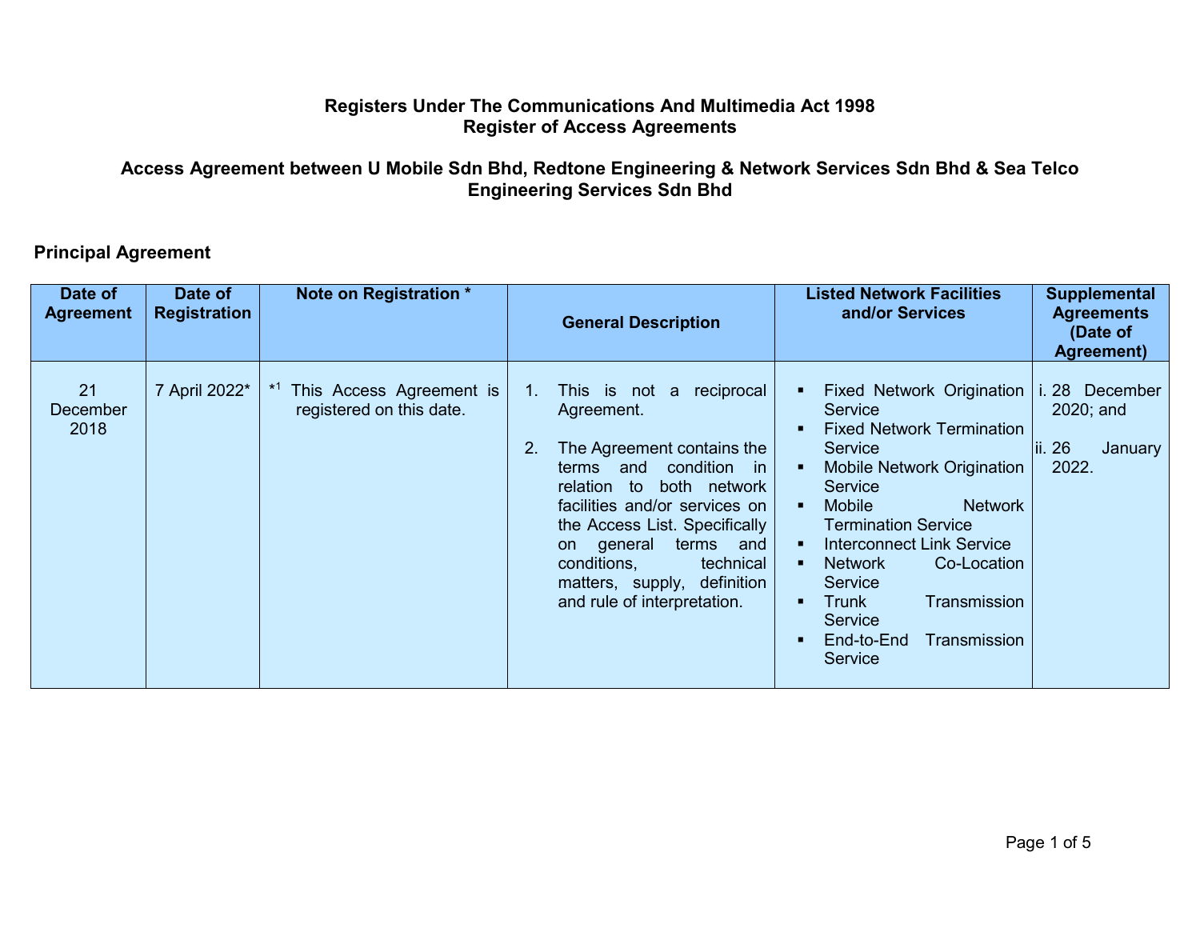# Registers Under The Communications And Multimedia Act 1998
# Register of Access Agreements

## Access Agreement between U Mobile Sdn Bhd, Redtone Engineering & Network Services Sdn Bhd & Sea Telco Engineering Services Sdn Bhd

### Principal Agreement

| Date of Agreement | Date of Registration | Note on Registration * | General Description | Listed Network Facilities and/or Services | Supplemental Agreements (Date of Agreement) |
|---|---|---|---|---|---|
| 21 December 2018 | 7 April 2022* | *[1] This Access Agreement is registered on this date. | 1. This is not a reciprocal Agreement.<br><br>2. The Agreement contains the terms and condition in relation to both network facilities and/or services on the Access List. Specifically on general terms and conditions, technical matters, supply, definition and rule of interpretation. | ▪ Fixed Network Origination Service<br>▪ Fixed Network Termination Service<br>▪ Mobile Network Origination Service<br>▪ Mobile Network Termination Service<br>▪ Interconnect Link Service<br>▪ Network Co-Location Service<br>▪ Trunk Transmission Service<br>▪ End-to-End Transmission Service | i. 28 December 2020; and<br><br>ii. 26 January 2022. |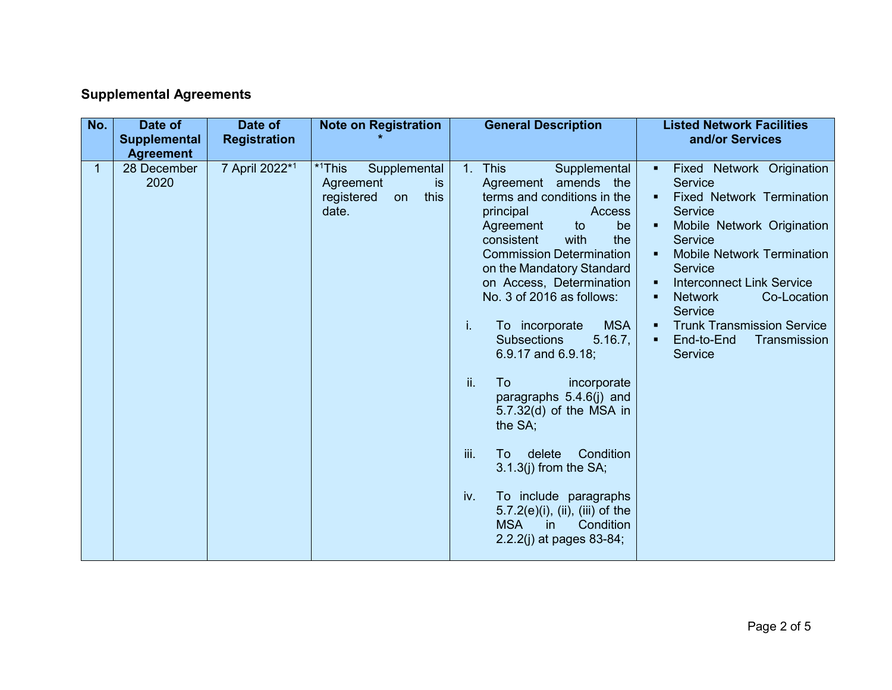## Supplemental Agreements

| No. | Date of Supplemental Agreement | Date of Registration | Note on Registration * | General Description | Listed Network Facilities and/or Services |
|---|---|---|---|---|---|
| 1 | 28 December 2020 | 7 April 2022*[1] | *[1]This Supplemental Agreement is registered on this date. | 1. This Supplemental Agreement amends the terms and conditions in the principal Access Agreement to be consistent with the Commission Determination on the Mandatory Standard on Access, Determination No. 3 of 2016 as follows:<br><br>i. To incorporate MSA Subsections 5.16.7, 6.9.17 and 6.9.18;<br><br>ii. To incorporate paragraphs 5.4.6(j) and 5.7.32(d) of the MSA in the SA;<br><br>iii. To delete Condition 3.1.3(j) from the SA;<br><br>iv. To include paragraphs 5.7.2(e)(i), (ii), (iii) of the MSA in Condition 2.2.2(j) at pages 83-84; | ▪ Fixed Network Origination Service<br>▪ Fixed Network Termination Service<br>▪ Mobile Network Origination Service<br>▪ Mobile Network Termination Service<br>▪ Interconnect Link Service<br>▪ Network Co-Location Service<br>▪ Trunk Transmission Service<br>▪ End-to-End Transmission Service |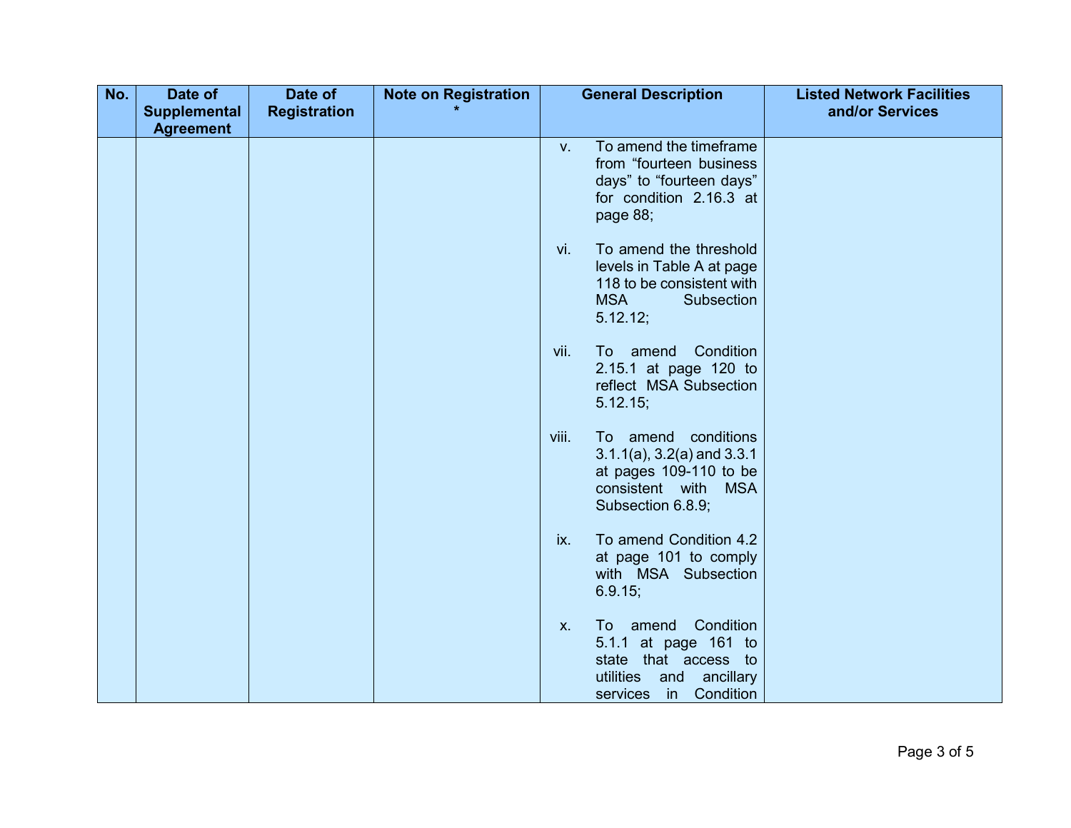| No. | Date of Supplemental Agreement | Date of Registration | Note on Registration * | General Description | Listed Network Facilities and/or Services |
|---|---|---|---|---|---|
| | | | | v. To amend the timeframe from “fourteen business days” to “fourteen days” for condition 2.16.3 at page 88;<br><br>vi. To amend the threshold levels in Table A at page 118 to be consistent with MSA Subsection 5.12.12;<br><br>vii. To amend Condition 2.15.1 at page 120 to reflect MSA Subsection 5.12.15;<br><br>viii. To amend conditions 3.1.1(a), 3.2(a) and 3.3.1 at pages 109-110 to be consistent with MSA Subsection 6.8.9;<br><br>ix. To amend Condition 4.2 at page 101 to comply with MSA Subsection 6.9.15;<br><br>x. To amend Condition 5.1.1 at page 161 to state that access to utilities and ancillary services in Condition | |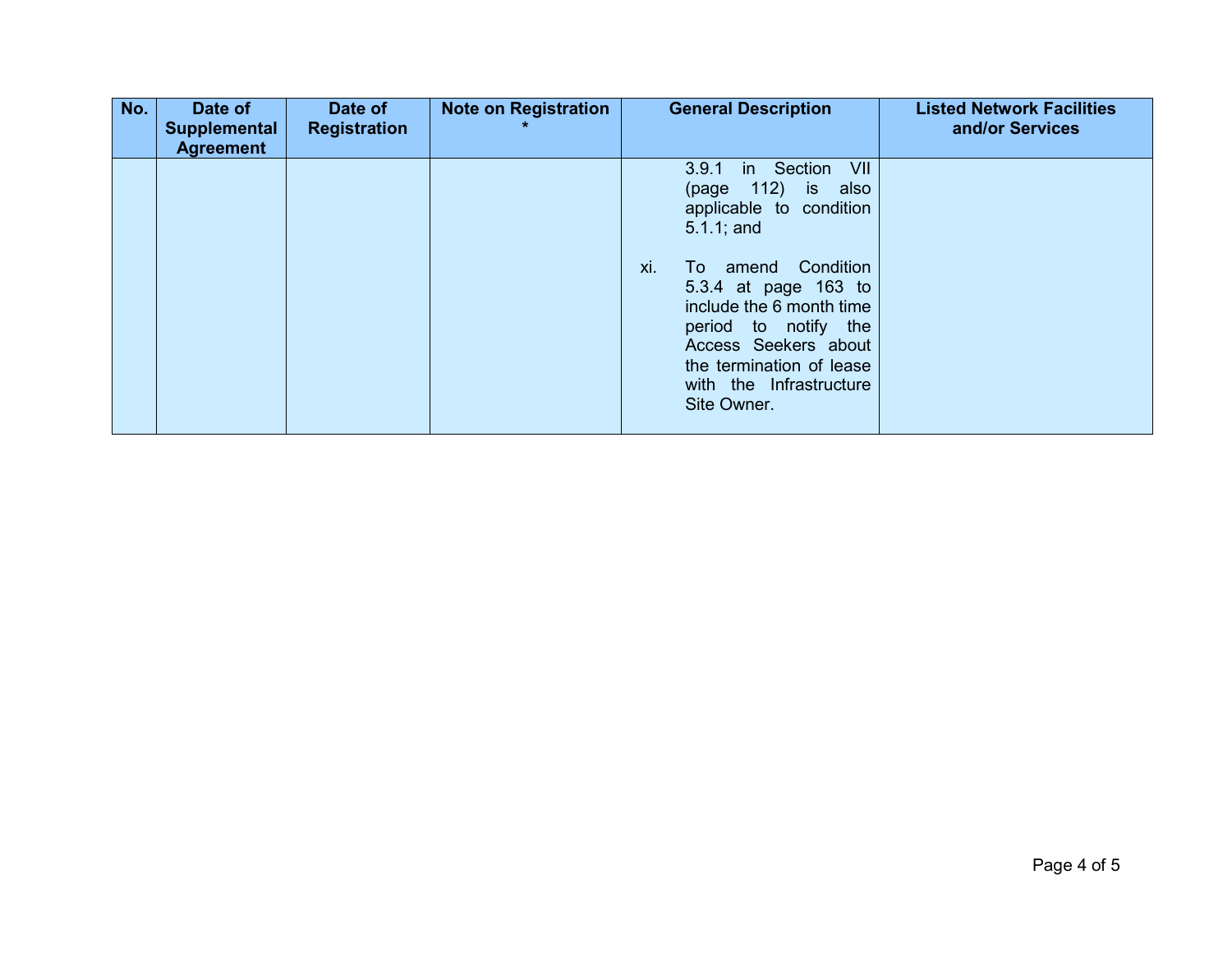| No. | Date of Supplemental Agreement | Date of Registration | Note on Registration * | General Description | Listed Network Facilities and/or Services |
|---|---|---|---|---|---|
| | | | | 3.9.1 in Section VII (page 112) is also applicable to condition 5.1.1; and<br><br>xi. To amend Condition 5.3.4 at page 163 to include the 6 month time period to notify the Access Seekers about the termination of lease with the Infrastructure Site Owner. | |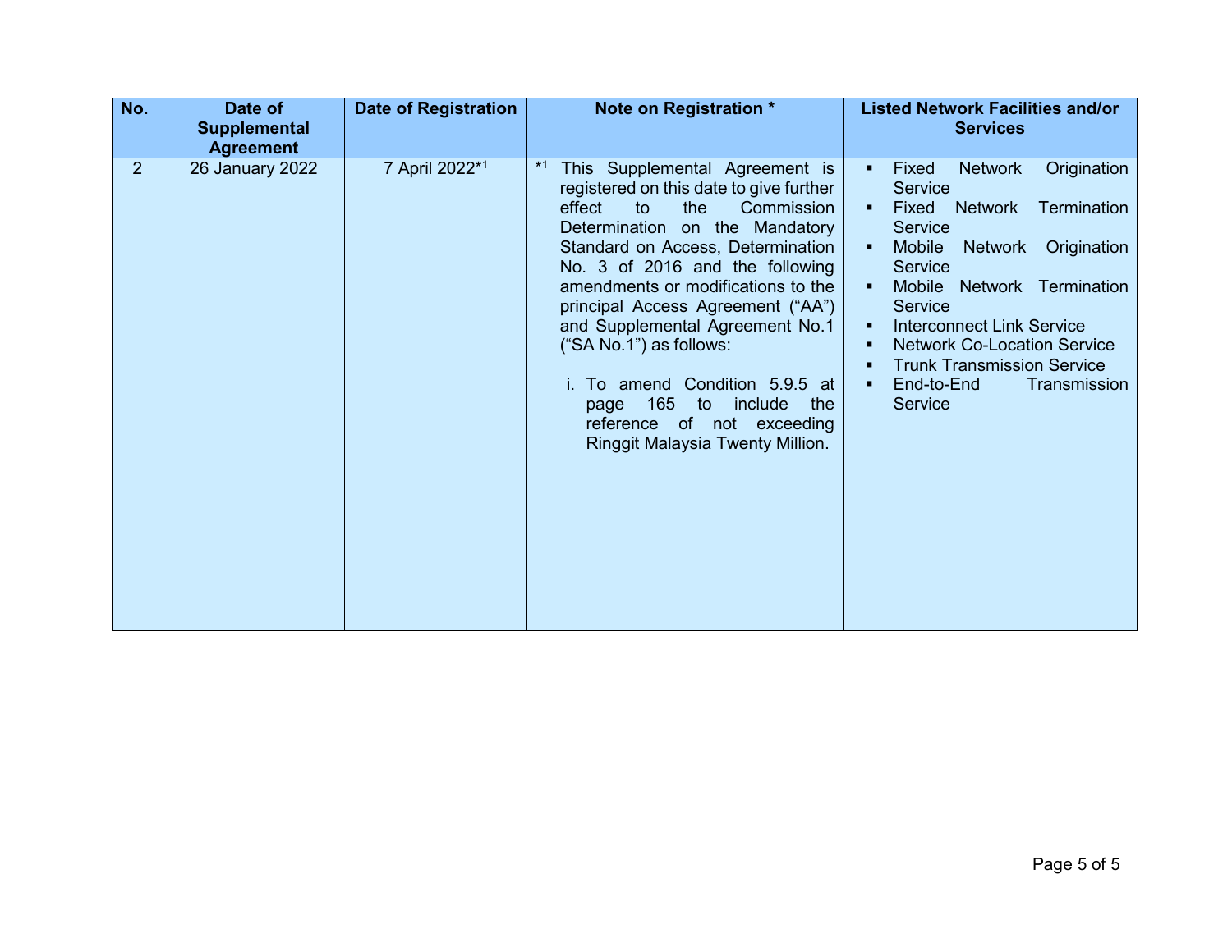| No. | Date of Supplemental Agreement | Date of Registration | Note on Registration * | Listed Network Facilities and/or Services |
|---|---|---|---|---|
| 2 | 26 January 2022 | 7 April 2022*[1] | *[1] This Supplemental Agreement is registered on this date to give further effect to the Commission Determination on the Mandatory Standard on Access, Determination No. 3 of 2016 and the following amendments or modifications to the principal Access Agreement (“AA”) and Supplemental Agreement No.1 (“SA No.1”) as follows:<br><br>i. To amend Condition 5.9.5 at page 165 to include the reference of not exceeding Ringgit Malaysia Twenty Million. | ▪ Fixed Network Origination Service<br>▪ Fixed Network Termination Service<br>▪ Mobile Network Origination Service<br>▪ Mobile Network Termination Service<br>▪ Interconnect Link Service<br>▪ Network Co-Location Service<br>▪ Trunk Transmission Service<br>▪ End-to-End Transmission Service |